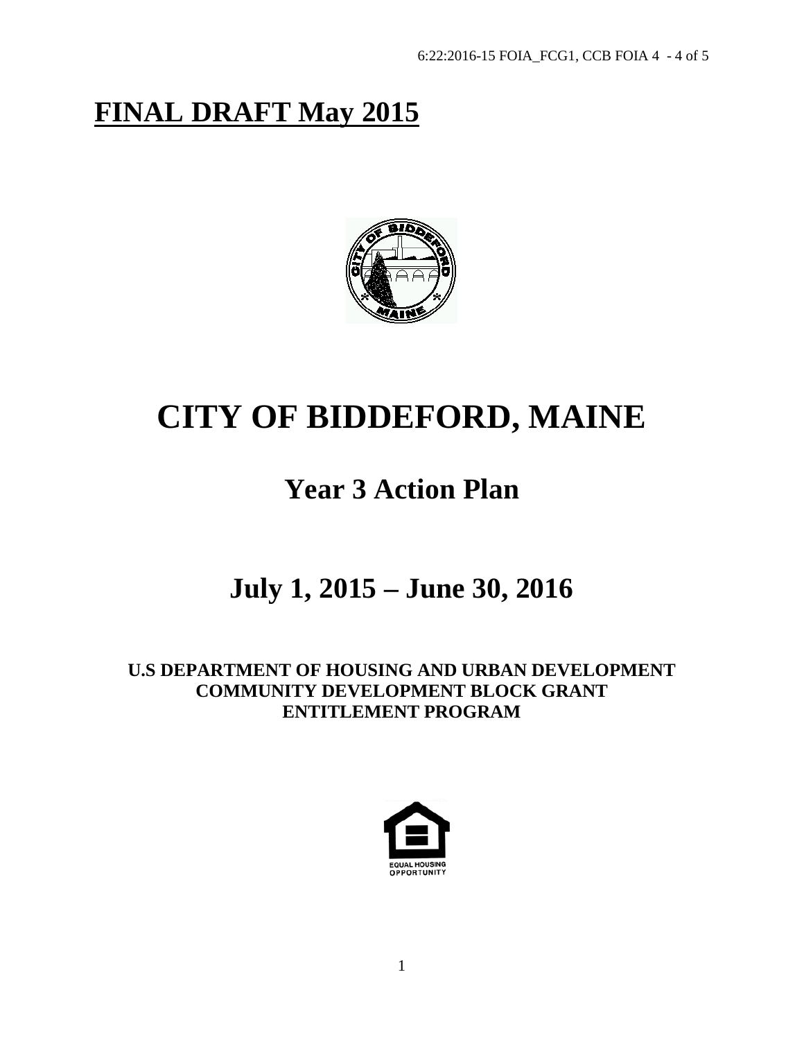# FINAL DRAFT May 2015

# CITY OF BIDDEFORD, MAINE

## Year 3 Action Plan

## July 1, 2015 – June 30, 2016

**U.S DEPARTMENT OF HOUSING AND URBAN DEVELOPMENT**
**COMMUNITY DEVELOPMENT BLOCK GRANT**
**ENTITLEMENT PROGRAM**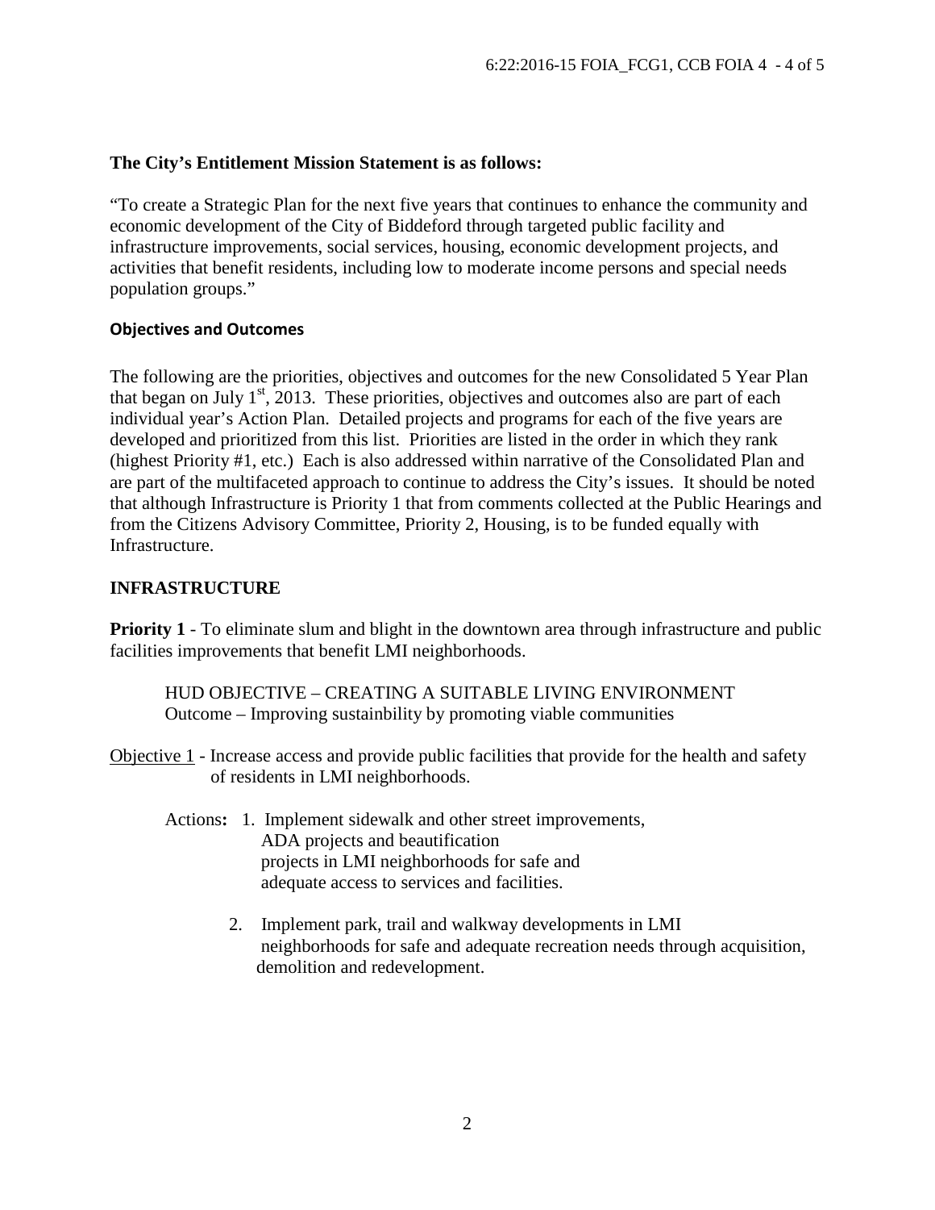**The City's Entitlement Mission Statement is as follows:**

"To create a Strategic Plan for the next five years that continues to enhance the community and economic development of the City of Biddeford through targeted public facility and infrastructure improvements, social services, housing, economic development projects, and activities that benefit residents, including low to moderate income persons and special needs population groups."

**Objectives and Outcomes**

The following are the priorities, objectives and outcomes for the new Consolidated 5 Year Plan that began on July 1st, 2013. These priorities, objectives and outcomes also are part of each individual year's Action Plan. Detailed projects and programs for each of the five years are developed and prioritized from this list. Priorities are listed in the order in which they rank (highest Priority #1, etc.) Each is also addressed within narrative of the Consolidated Plan and are part of the multifaceted approach to continue to address the City's issues. It should be noted that although Infrastructure is Priority 1 that from comments collected at the Public Hearings and from the Citizens Advisory Committee, Priority 2, Housing, is to be funded equally with Infrastructure.

## INFRASTRUCTURE

**Priority 1** - To eliminate slum and blight in the downtown area through infrastructure and public facilities improvements that benefit LMI neighborhoods.

HUD OBJECTIVE – CREATING A SUITABLE LIVING ENVIRONMENT
Outcome – Improving sustainbility by promoting viable communities

Objective 1 - Increase access and provide public facilities that provide for the health and safety of residents in LMI neighborhoods.

Actions**:**
1. Implement sidewalk and other street improvements, ADA projects and beautification projects in LMI neighborhoods for safe and adequate access to services and facilities.
2. Implement park, trail and walkway developments in LMI neighborhoods for safe and adequate recreation needs through acquisition, demolition and redevelopment.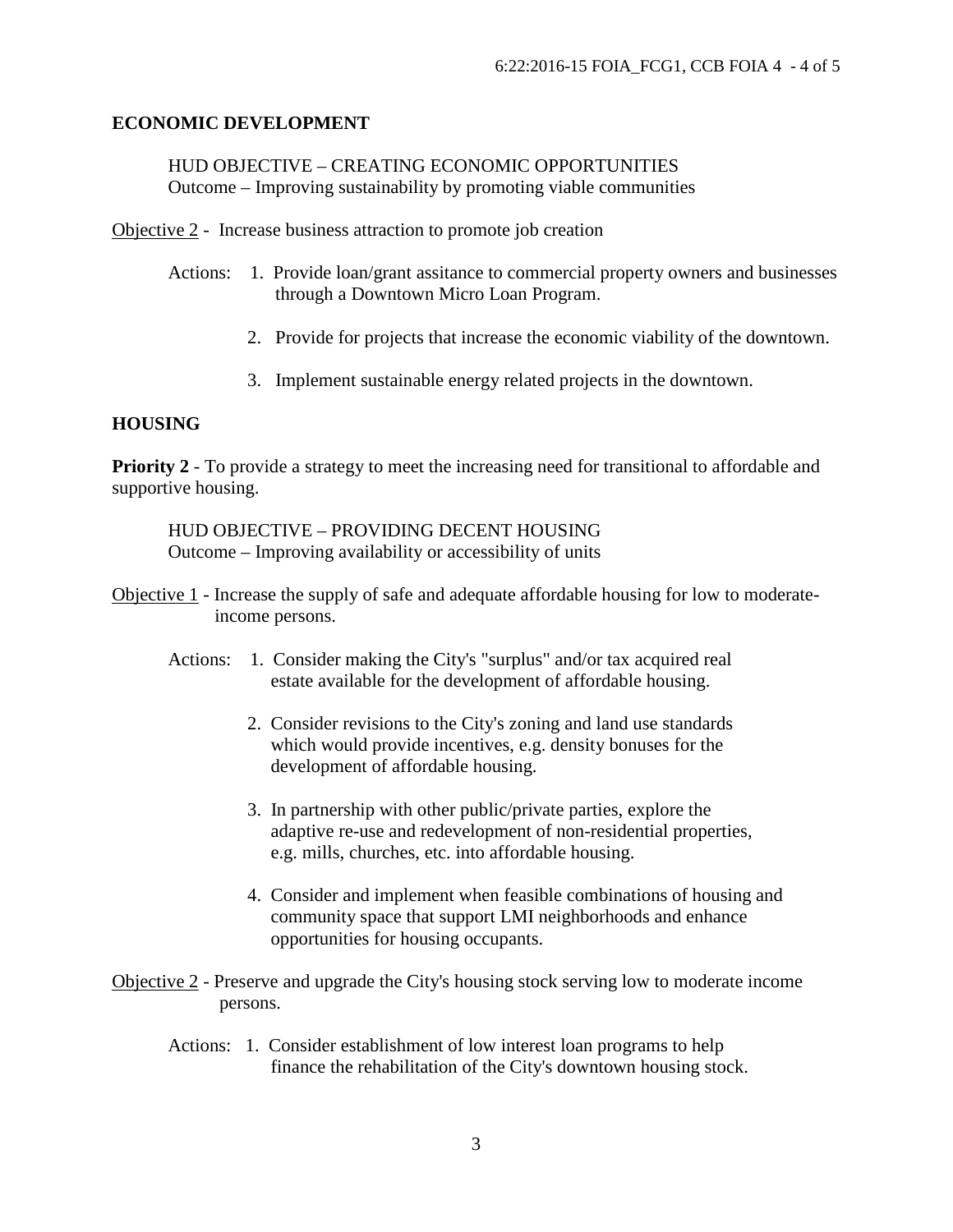## ECONOMIC DEVELOPMENT

HUD OBJECTIVE – CREATING ECONOMIC OPPORTUNITIES
Outcome – Improving sustainability by promoting viable communities

Objective 2 - Increase business attraction to promote job creation

Actions:
1. Provide loan/grant assitance to commercial property owners and businesses through a Downtown Micro Loan Program.
2. Provide for projects that increase the economic viability of the downtown.
3. Implement sustainable energy related projects in the downtown.

## HOUSING

**Priority 2** - To provide a strategy to meet the increasing need for transitional to affordable and supportive housing.

HUD OBJECTIVE – PROVIDING DECENT HOUSING
Outcome – Improving availability or accessibility of units

Objective 1 - Increase the supply of safe and adequate affordable housing for low to moderate-income persons.

Actions:
1. Consider making the City's "surplus" and/or tax acquired real estate available for the development of affordable housing.
2. Consider revisions to the City's zoning and land use standards which would provide incentives, e.g. density bonuses for the development of affordable housing.
3. In partnership with other public/private parties, explore the adaptive re-use and redevelopment of non-residential properties, e.g. mills, churches, etc. into affordable housing.
4. Consider and implement when feasible combinations of housing and community space that support LMI neighborhoods and enhance opportunities for housing occupants.

Objective 2 - Preserve and upgrade the City's housing stock serving low to moderate income persons.

Actions:
1. Consider establishment of low interest loan programs to help finance the rehabilitation of the City's downtown housing stock.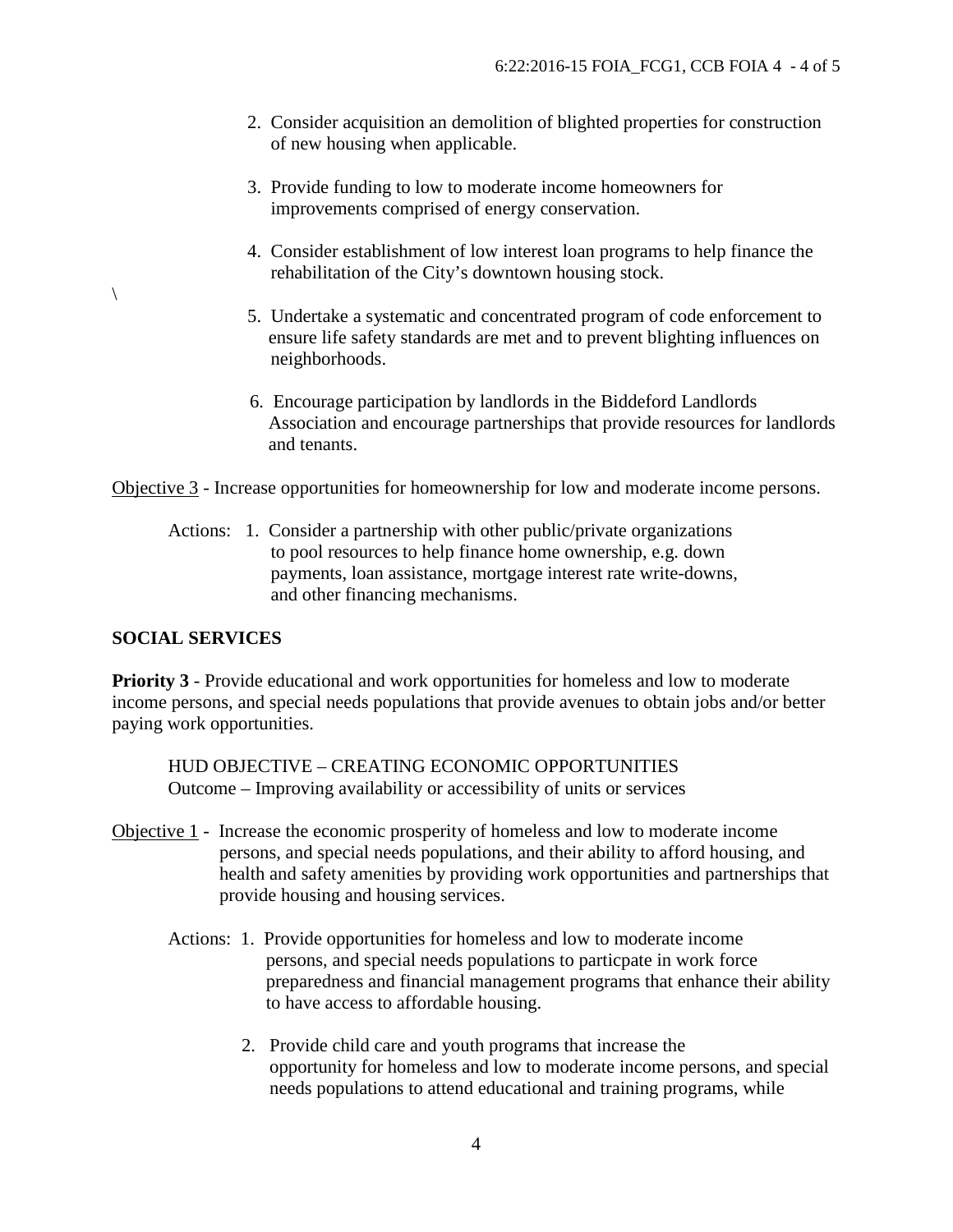2. Consider acquisition an demolition of blighted properties for construction of new housing when applicable.

3. Provide funding to low to moderate income homeowners for improvements comprised of energy conservation.

4. Consider establishment of low interest loan programs to help finance the rehabilitation of the City's downtown housing stock.

\

5. Undertake a systematic and concentrated program of code enforcement to ensure life safety standards are met and to prevent blighting influences on neighborhoods.

6. Encourage participation by landlords in the Biddeford Landlords Association and encourage partnerships that provide resources for landlords and tenants.

Objective 3 - Increase opportunities for homeownership for low and moderate income persons.

Actions: 1. Consider a partnership with other public/private organizations to pool resources to help finance home ownership, e.g. down payments, loan assistance, mortgage interest rate write-downs, and other financing mechanisms.

**SOCIAL SERVICES**

**Priority 3** - Provide educational and work opportunities for homeless and low to moderate income persons, and special needs populations that provide avenues to obtain jobs and/or better paying work opportunities.

HUD OBJECTIVE – CREATING ECONOMIC OPPORTUNITIES
Outcome – Improving availability or accessibility of units or services

Objective 1 - Increase the economic prosperity of homeless and low to moderate income persons, and special needs populations, and their ability to afford housing, and health and safety amenities by providing work opportunities and partnerships that provide housing and housing services.

Actions: 1. Provide opportunities for homeless and low to moderate income persons, and special needs populations to particpate in work force preparedness and financial management programs that enhance their ability to have access to affordable housing.

2. Provide child care and youth programs that increase the opportunity for homeless and low to moderate income persons, and special needs populations to attend educational and training programs, while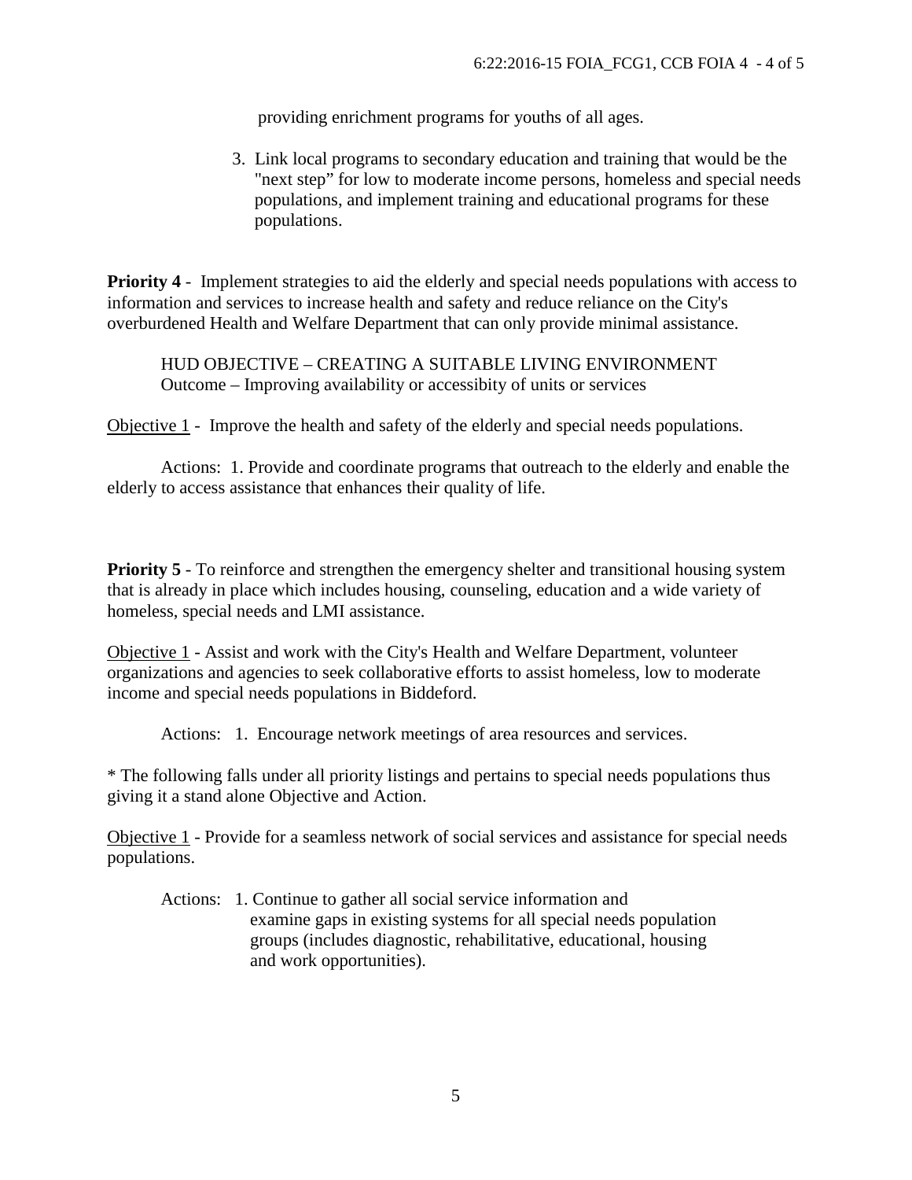providing enrichment programs for youths of all ages.

3. Link local programs to secondary education and training that would be the "next step" for low to moderate income persons, homeless and special needs populations, and implement training and educational programs for these populations.

**Priority 4** - Implement strategies to aid the elderly and special needs populations with access to information and services to increase health and safety and reduce reliance on the City's overburdened Health and Welfare Department that can only provide minimal assistance.

HUD OBJECTIVE – CREATING A SUITABLE LIVING ENVIRONMENT
Outcome – Improving availability or accessibity of units or services

<u>Objective 1</u> - Improve the health and safety of the elderly and special needs populations.

Actions: 1. Provide and coordinate programs that outreach to the elderly and enable the elderly to access assistance that enhances their quality of life.

**Priority 5** - To reinforce and strengthen the emergency shelter and transitional housing system that is already in place which includes housing, counseling, education and a wide variety of homeless, special needs and LMI assistance.

<u>Objective 1</u> - Assist and work with the City's Health and Welfare Department, volunteer organizations and agencies to seek collaborative efforts to assist homeless, low to moderate income and special needs populations in Biddeford.

Actions: 1. Encourage network meetings of area resources and services.

* The following falls under all priority listings and pertains to special needs populations thus giving it a stand alone Objective and Action.

<u>Objective 1</u> - Provide for a seamless network of social services and assistance for special needs populations.

Actions: 1. Continue to gather all social service information and examine gaps in existing systems for all special needs population groups (includes diagnostic, rehabilitative, educational, housing and work opportunities).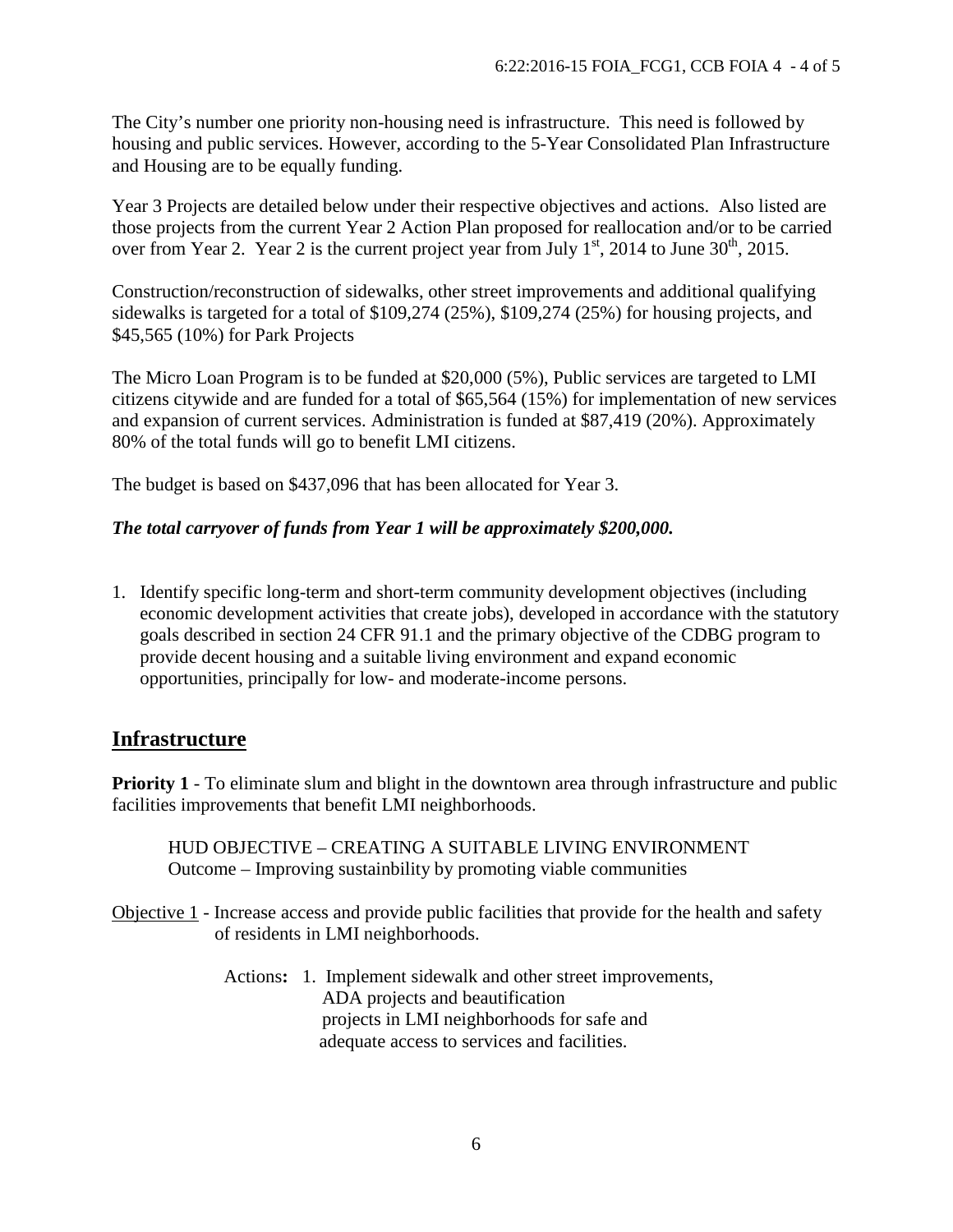The City's number one priority non-housing need is infrastructure. This need is followed by housing and public services. However, according to the 5-Year Consolidated Plan Infrastructure and Housing are to be equally funding.

Year 3 Projects are detailed below under their respective objectives and actions. Also listed are those projects from the current Year 2 Action Plan proposed for reallocation and/or to be carried over from Year 2. Year 2 is the current project year from July 1st, 2014 to June 30th, 2015.

Construction/reconstruction of sidewalks, other street improvements and additional qualifying sidewalks is targeted for a total of $109,274 (25%), $109,274 (25%) for housing projects, and $45,565 (10%) for Park Projects

The Micro Loan Program is to be funded at $20,000 (5%), Public services are targeted to LMI citizens citywide and are funded for a total of $65,564 (15%) for implementation of new services and expansion of current services. Administration is funded at $87,419 (20%). Approximately 80% of the total funds will go to benefit LMI citizens.

The budget is based on $437,096 that has been allocated for Year 3.

***The total carryover of funds from Year 1 will be approximately $200,000.***

1. Identify specific long-term and short-term community development objectives (including economic development activities that create jobs), developed in accordance with the statutory goals described in section 24 CFR 91.1 and the primary objective of the CDBG program to provide decent housing and a suitable living environment and expand economic opportunities, principally for low- and moderate-income persons.

## Infrastructure

**Priority 1** - To eliminate slum and blight in the downtown area through infrastructure and public facilities improvements that benefit LMI neighborhoods.

HUD OBJECTIVE – CREATING A SUITABLE LIVING ENVIRONMENT
Outcome – Improving sustainbility by promoting viable communities

Objective 1 - Increase access and provide public facilities that provide for the health and safety of residents in LMI neighborhoods.

Actions**:** 1. Implement sidewalk and other street improvements, ADA projects and beautification projects in LMI neighborhoods for safe and adequate access to services and facilities.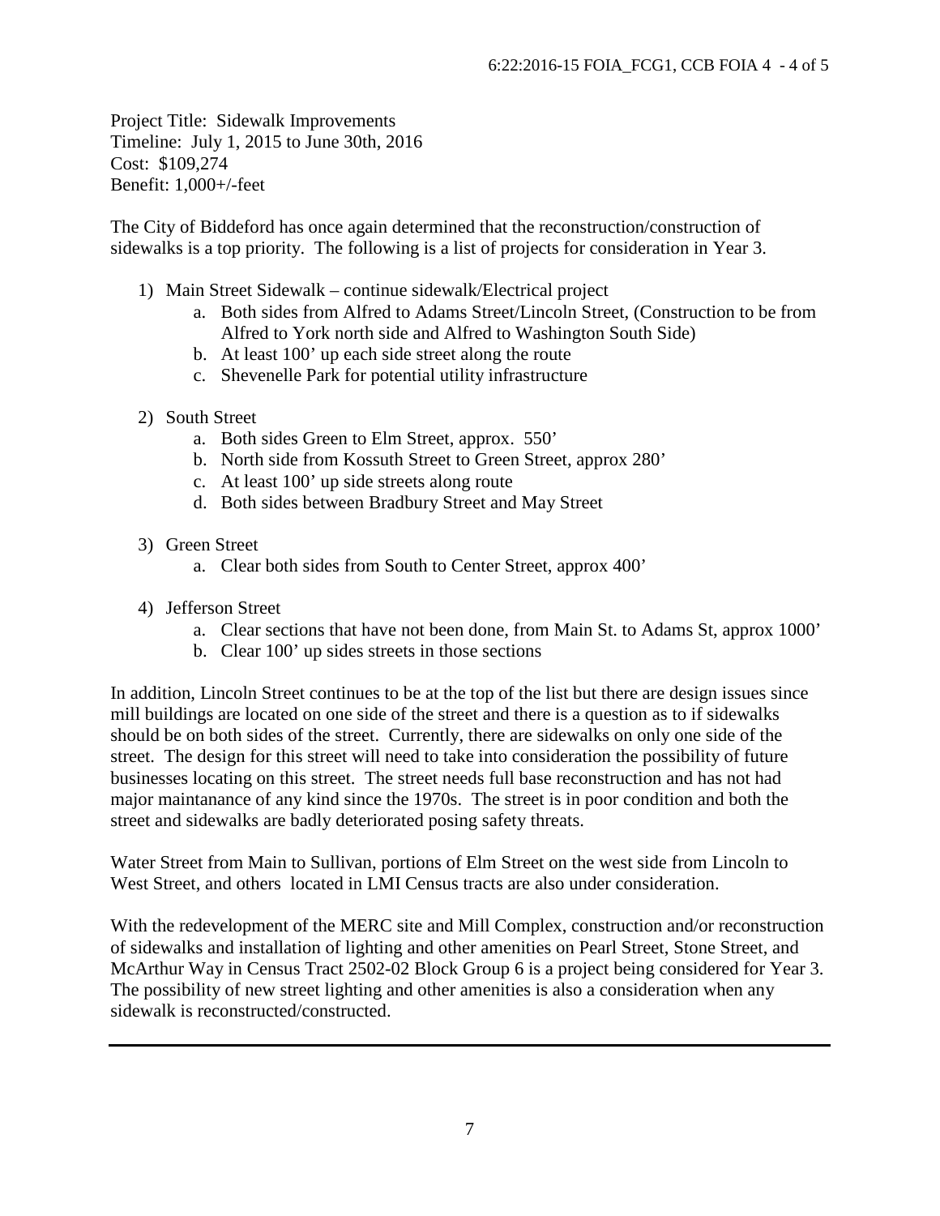Project Title: Sidewalk Improvements
Timeline: July 1, 2015 to June 30th, 2016
Cost: $109,274
Benefit: 1,000+/-feet

The City of Biddeford has once again determined that the reconstruction/construction of sidewalks is a top priority. The following is a list of projects for consideration in Year 3.

1) Main Street Sidewalk – continue sidewalk/Electrical project
   a. Both sides from Alfred to Adams Street/Lincoln Street, (Construction to be from Alfred to York north side and Alfred to Washington South Side)
   b. At least 100' up each side street along the route
   c. Shevenelle Park for potential utility infrastructure

2) South Street
   a. Both sides Green to Elm Street, approx. 550'
   b. North side from Kossuth Street to Green Street, approx 280'
   c. At least 100' up side streets along route
   d. Both sides between Bradbury Street and May Street

3) Green Street
   a. Clear both sides from South to Center Street, approx 400'

4) Jefferson Street
   a. Clear sections that have not been done, from Main St. to Adams St, approx 1000'
   b. Clear 100' up sides streets in those sections

In addition, Lincoln Street continues to be at the top of the list but there are design issues since mill buildings are located on one side of the street and there is a question as to if sidewalks should be on both sides of the street. Currently, there are sidewalks on only one side of the street. The design for this street will need to take into consideration the possibility of future businesses locating on this street. The street needs full base reconstruction and has not had major maintanance of any kind since the 1970s. The street is in poor condition and both the street and sidewalks are badly deteriorated posing safety threats.

Water Street from Main to Sullivan, portions of Elm Street on the west side from Lincoln to West Street, and others located in LMI Census tracts are also under consideration.

With the redevelopment of the MERC site and Mill Complex, construction and/or reconstruction of sidewalks and installation of lighting and other amenities on Pearl Street, Stone Street, and McArthur Way in Census Tract 2502-02 Block Group 6 is a project being considered for Year 3. The possibility of new street lighting and other amenities is also a consideration when any sidewalk is reconstructed/constructed.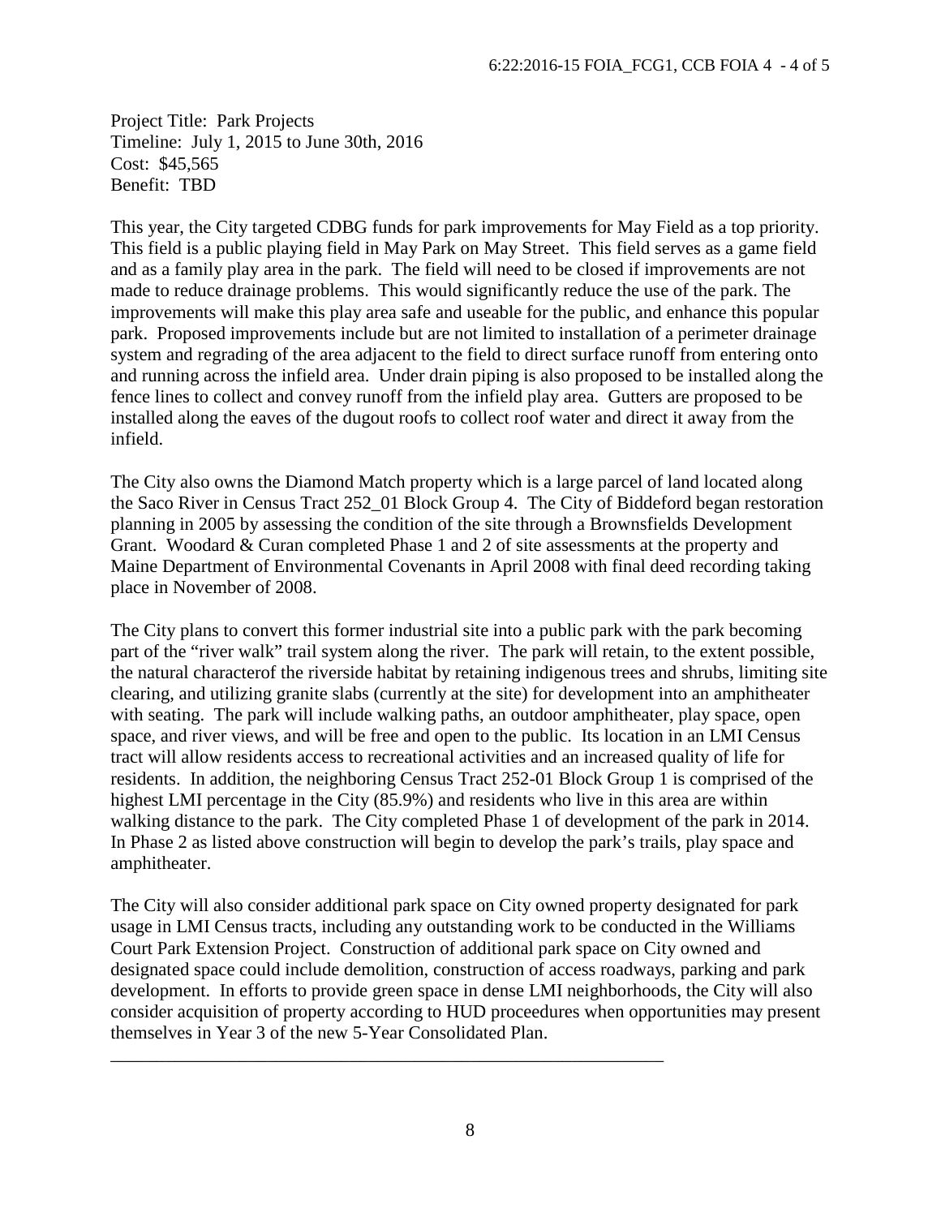Project Title: Park Projects
Timeline: July 1, 2015 to June 30th, 2016
Cost: $45,565
Benefit: TBD

This year, the City targeted CDBG funds for park improvements for May Field as a top priority. This field is a public playing field in May Park on May Street. This field serves as a game field and as a family play area in the park. The field will need to be closed if improvements are not made to reduce drainage problems. This would significantly reduce the use of the park. The improvements will make this play area safe and useable for the public, and enhance this popular park. Proposed improvements include but are not limited to installation of a perimeter drainage system and regrading of the area adjacent to the field to direct surface runoff from entering onto and running across the infield area. Under drain piping is also proposed to be installed along the fence lines to collect and convey runoff from the infield play area. Gutters are proposed to be installed along the eaves of the dugout roofs to collect roof water and direct it away from the infield.

The City also owns the Diamond Match property which is a large parcel of land located along the Saco River in Census Tract 252_01 Block Group 4. The City of Biddeford began restoration planning in 2005 by assessing the condition of the site through a Brownsfields Development Grant. Woodard & Curan completed Phase 1 and 2 of site assessments at the property and Maine Department of Environmental Covenants in April 2008 with final deed recording taking place in November of 2008.

The City plans to convert this former industrial site into a public park with the park becoming part of the "river walk" trail system along the river. The park will retain, to the extent possible, the natural characterof the riverside habitat by retaining indigenous trees and shrubs, limiting site clearing, and utilizing granite slabs (currently at the site) for development into an amphitheater with seating. The park will include walking paths, an outdoor amphitheater, play space, open space, and river views, and will be free and open to the public. Its location in an LMI Census tract will allow residents access to recreational activities and an increased quality of life for residents. In addition, the neighboring Census Tract 252-01 Block Group 1 is comprised of the highest LMI percentage in the City (85.9%) and residents who live in this area are within walking distance to the park. The City completed Phase 1 of development of the park in 2014. In Phase 2 as listed above construction will begin to develop the park's trails, play space and amphitheater.

The City will also consider additional park space on City owned property designated for park usage in LMI Census tracts, including any outstanding work to be conducted in the Williams Court Park Extension Project. Construction of additional park space on City owned and designated space could include demolition, construction of access roadways, parking and park development. In efforts to provide green space in dense LMI neighborhoods, the City will also consider acquisition of property according to HUD proceedures when opportunities may present themselves in Year 3 of the new 5-Year Consolidated Plan.

---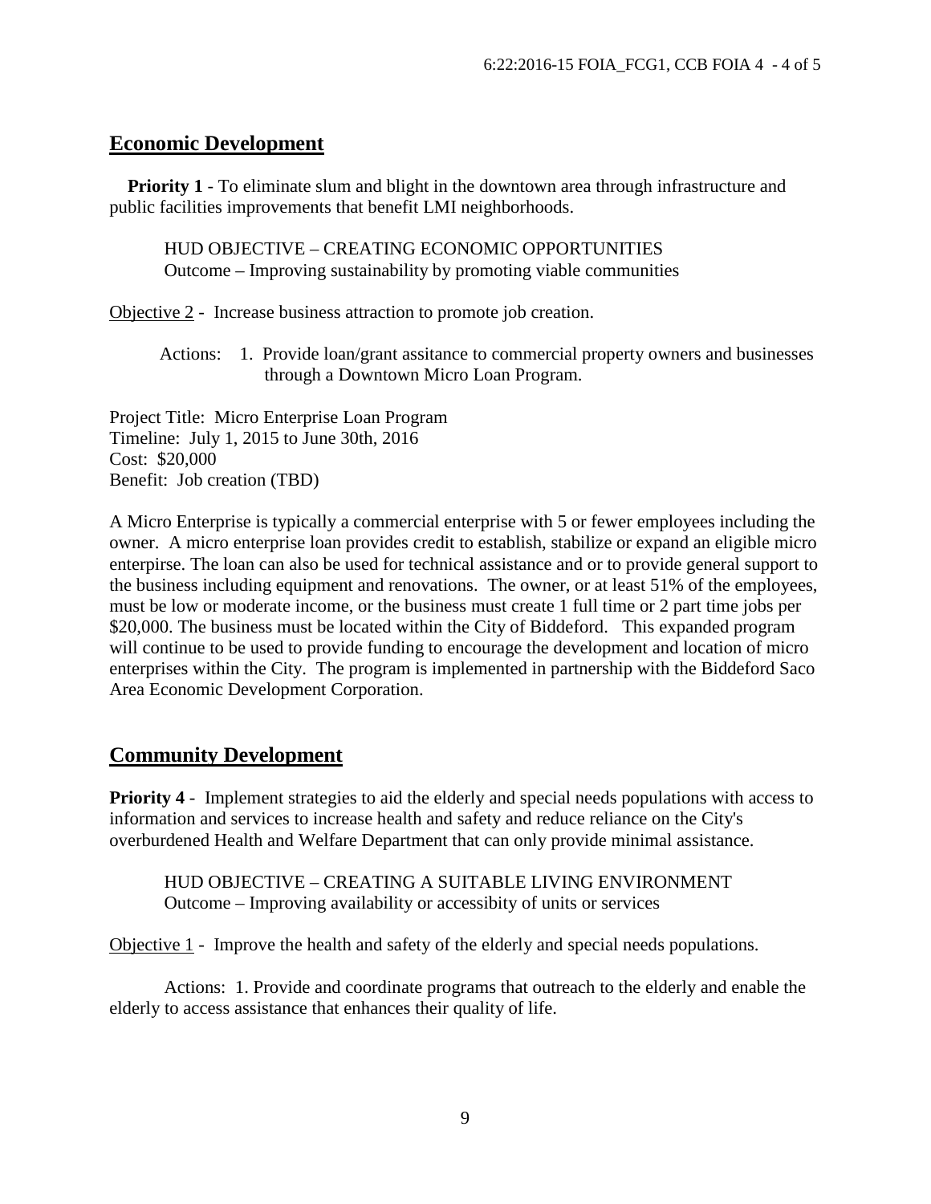## Economic Development

**Priority 1** - To eliminate slum and blight in the downtown area through infrastructure and public facilities improvements that benefit LMI neighborhoods.

HUD OBJECTIVE – CREATING ECONOMIC OPPORTUNITIES
Outcome – Improving sustainability by promoting viable communities

Objective 2 - Increase business attraction to promote job creation.

Actions: 1. Provide loan/grant assitance to commercial property owners and businesses through a Downtown Micro Loan Program.

Project Title: Micro Enterprise Loan Program
Timeline: July 1, 2015 to June 30th, 2016
Cost: $20,000
Benefit: Job creation (TBD)

A Micro Enterprise is typically a commercial enterprise with 5 or fewer employees including the owner. A micro enterprise loan provides credit to establish, stabilize or expand an eligible micro enterpirse. The loan can also be used for technical assistance and or to provide general support to the business including equipment and renovations. The owner, or at least 51% of the employees, must be low or moderate income, or the business must create 1 full time or 2 part time jobs per $20,000. The business must be located within the City of Biddeford. This expanded program will continue to be used to provide funding to encourage the development and location of micro enterprises within the City. The program is implemented in partnership with the Biddeford Saco Area Economic Development Corporation.

## Community Development

**Priority 4** - Implement strategies to aid the elderly and special needs populations with access to information and services to increase health and safety and reduce reliance on the City's overburdened Health and Welfare Department that can only provide minimal assistance.

HUD OBJECTIVE – CREATING A SUITABLE LIVING ENVIRONMENT
Outcome – Improving availability or accessibity of units or services

Objective 1 - Improve the health and safety of the elderly and special needs populations.

Actions: 1. Provide and coordinate programs that outreach to the elderly and enable the elderly to access assistance that enhances their quality of life.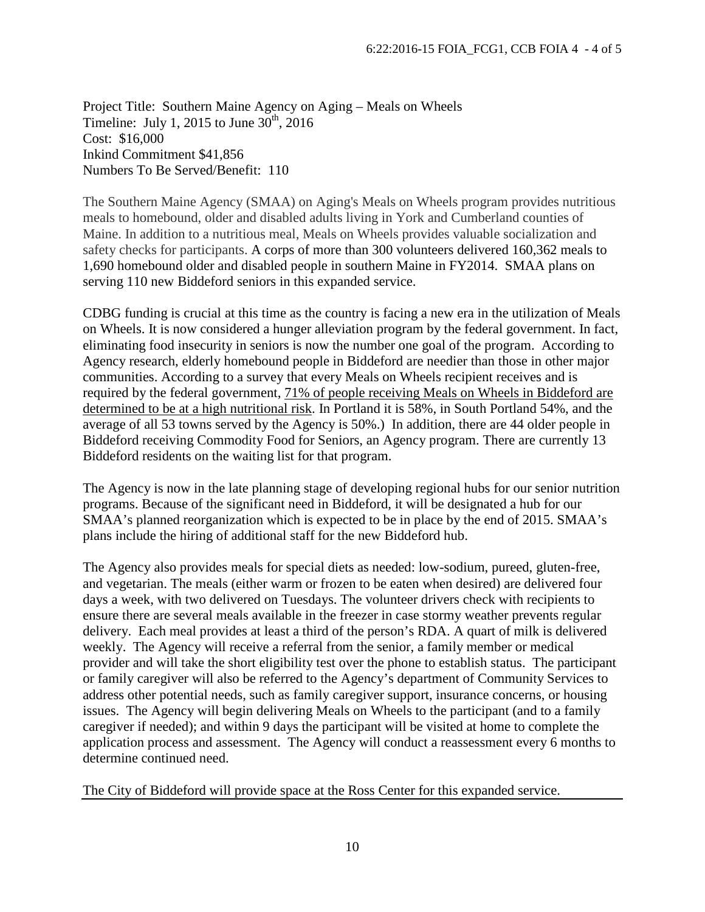Project Title: Southern Maine Agency on Aging – Meals on Wheels
Timeline: July 1, 2015 to June 30th, 2016
Cost: $16,000
Inkind Commitment $41,856
Numbers To Be Served/Benefit: 110

The Southern Maine Agency (SMAA) on Aging's Meals on Wheels program provides nutritious meals to homebound, older and disabled adults living in York and Cumberland counties of Maine. In addition to a nutritious meal, Meals on Wheels provides valuable socialization and safety checks for participants. A corps of more than 300 volunteers delivered 160,362 meals to 1,690 homebound older and disabled people in southern Maine in FY2014. SMAA plans on serving 110 new Biddeford seniors in this expanded service.

CDBG funding is crucial at this time as the country is facing a new era in the utilization of Meals on Wheels. It is now considered a hunger alleviation program by the federal government. In fact, eliminating food insecurity in seniors is now the number one goal of the program. According to Agency research, elderly homebound people in Biddeford are needier than those in other major communities. According to a survey that every Meals on Wheels recipient receives and is required by the federal government, <u>71% of people receiving Meals on Wheels in Biddeford are determined to be at a high nutritional risk</u>. In Portland it is 58%, in South Portland 54%, and the average of all 53 towns served by the Agency is 50%.) In addition, there are 44 older people in Biddeford receiving Commodity Food for Seniors, an Agency program. There are currently 13 Biddeford residents on the waiting list for that program.

The Agency is now in the late planning stage of developing regional hubs for our senior nutrition programs. Because of the significant need in Biddeford, it will be designated a hub for our SMAA's planned reorganization which is expected to be in place by the end of 2015. SMAA's plans include the hiring of additional staff for the new Biddeford hub.

The Agency also provides meals for special diets as needed: low-sodium, pureed, gluten-free, and vegetarian. The meals (either warm or frozen to be eaten when desired) are delivered four days a week, with two delivered on Tuesdays. The volunteer drivers check with recipients to ensure there are several meals available in the freezer in case stormy weather prevents regular delivery. Each meal provides at least a third of the person's RDA. A quart of milk is delivered weekly. The Agency will receive a referral from the senior, a family member or medical provider and will take the short eligibility test over the phone to establish status. The participant or family caregiver will also be referred to the Agency's department of Community Services to address other potential needs, such as family caregiver support, insurance concerns, or housing issues. The Agency will begin delivering Meals on Wheels to the participant (and to a family caregiver if needed); and within 9 days the participant will be visited at home to complete the application process and assessment. The Agency will conduct a reassessment every 6 months to determine continued need.

<u>The City of Biddeford will provide space at the Ross Center for this expanded service.</u>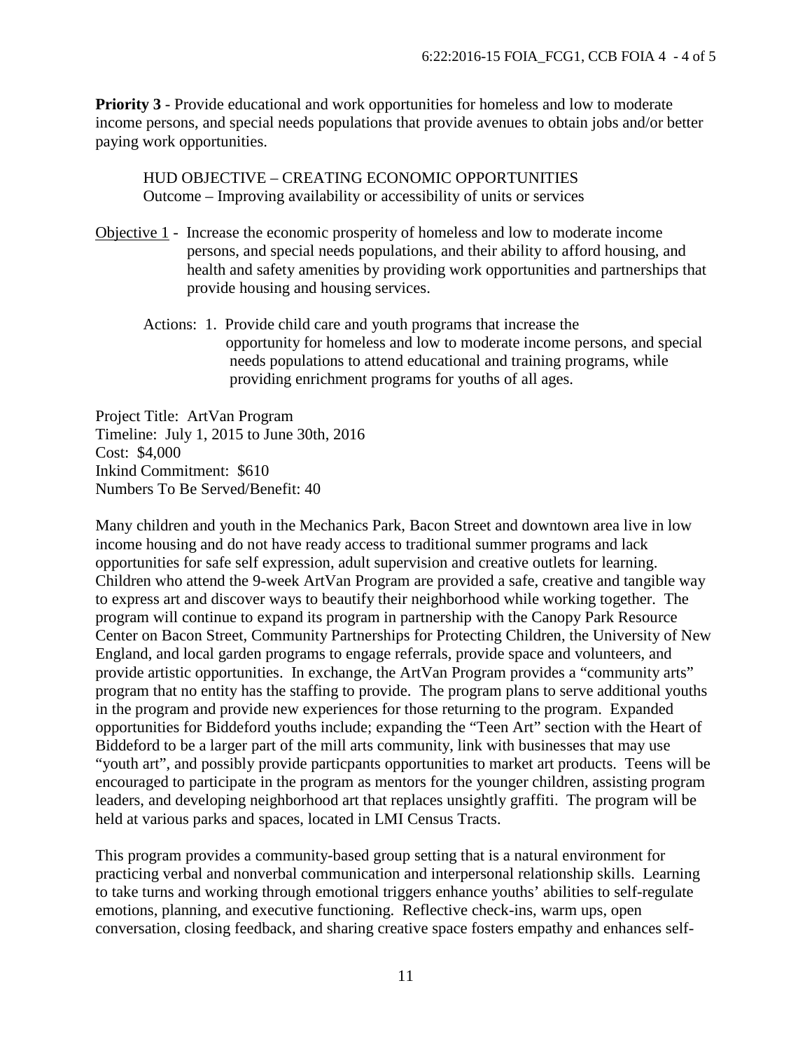**Priority 3** - Provide educational and work opportunities for homeless and low to moderate income persons, and special needs populations that provide avenues to obtain jobs and/or better paying work opportunities.

HUD OBJECTIVE – CREATING ECONOMIC OPPORTUNITIES
Outcome – Improving availability or accessibility of units or services

Objective 1 - Increase the economic prosperity of homeless and low to moderate income persons, and special needs populations, and their ability to afford housing, and health and safety amenities by providing work opportunities and partnerships that provide housing and housing services.

Actions: 1. Provide child care and youth programs that increase the opportunity for homeless and low to moderate income persons, and special needs populations to attend educational and training programs, while providing enrichment programs for youths of all ages.

Project Title: ArtVan Program
Timeline: July 1, 2015 to June 30th, 2016
Cost: $4,000
Inkind Commitment: $610
Numbers To Be Served/Benefit: 40

Many children and youth in the Mechanics Park, Bacon Street and downtown area live in low income housing and do not have ready access to traditional summer programs and lack opportunities for safe self expression, adult supervision and creative outlets for learning. Children who attend the 9-week ArtVan Program are provided a safe, creative and tangible way to express art and discover ways to beautify their neighborhood while working together. The program will continue to expand its program in partnership with the Canopy Park Resource Center on Bacon Street, Community Partnerships for Protecting Children, the University of New England, and local garden programs to engage referrals, provide space and volunteers, and provide artistic opportunities. In exchange, the ArtVan Program provides a "community arts" program that no entity has the staffing to provide. The program plans to serve additional youths in the program and provide new experiences for those returning to the program. Expanded opportunities for Biddeford youths include; expanding the "Teen Art" section with the Heart of Biddeford to be a larger part of the mill arts community, link with businesses that may use "youth art", and possibly provide particpants opportunities to market art products. Teens will be encouraged to participate in the program as mentors for the younger children, assisting program leaders, and developing neighborhood art that replaces unsightly graffiti. The program will be held at various parks and spaces, located in LMI Census Tracts.

This program provides a community-based group setting that is a natural environment for practicing verbal and nonverbal communication and interpersonal relationship skills. Learning to take turns and working through emotional triggers enhance youths' abilities to self-regulate emotions, planning, and executive functioning. Reflective check-ins, warm ups, open conversation, closing feedback, and sharing creative space fosters empathy and enhances self-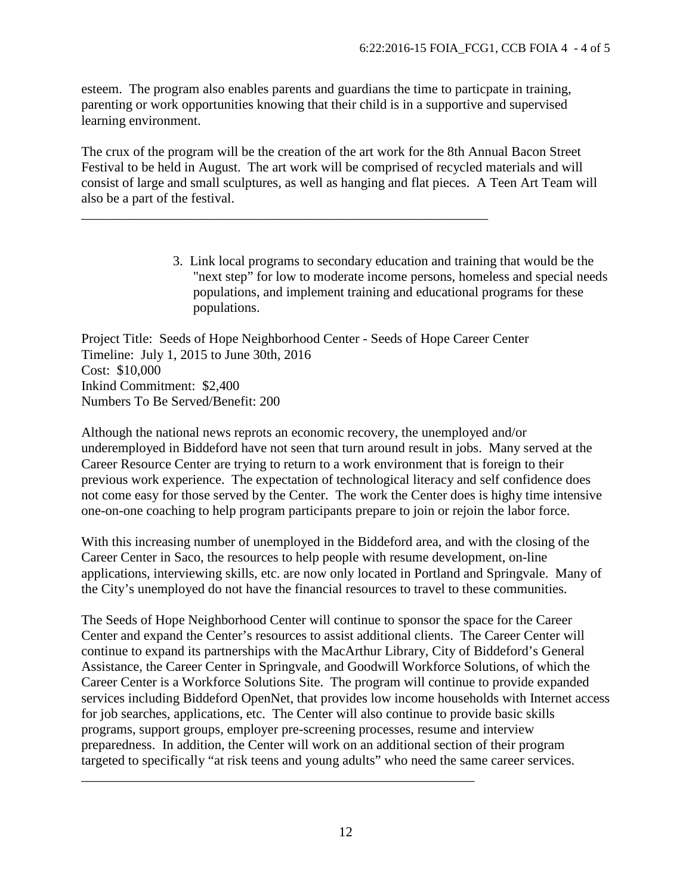esteem. The program also enables parents and guardians the time to particpate in training, parenting or work opportunities knowing that their child is in a supportive and supervised learning environment.

The crux of the program will be the creation of the art work for the 8th Annual Bacon Street Festival to be held in August. The art work will be comprised of recycled materials and will consist of large and small sculptures, as well as hanging and flat pieces. A Teen Art Team will also be a part of the festival.

---

3. Link local programs to secondary education and training that would be the "next step" for low to moderate income persons, homeless and special needs populations, and implement training and educational programs for these populations.

Project Title: Seeds of Hope Neighborhood Center - Seeds of Hope Career Center
Timeline: July 1, 2015 to June 30th, 2016
Cost: $10,000
Inkind Commitment: $2,400
Numbers To Be Served/Benefit: 200

Although the national news reprots an economic recovery, the unemployed and/or underemployed in Biddeford have not seen that turn around result in jobs. Many served at the Career Resource Center are trying to return to a work environment that is foreign to their previous work experience. The expectation of technological literacy and self confidence does not come easy for those served by the Center. The work the Center does is highy time intensive one-on-one coaching to help program participants prepare to join or rejoin the labor force.

With this increasing number of unemployed in the Biddeford area, and with the closing of the Career Center in Saco, the resources to help people with resume development, on-line applications, interviewing skills, etc. are now only located in Portland and Springvale. Many of the City's unemployed do not have the financial resources to travel to these communities.

The Seeds of Hope Neighborhood Center will continue to sponsor the space for the Career Center and expand the Center's resources to assist additional clients. The Career Center will continue to expand its partnerships with the MacArthur Library, City of Biddeford's General Assistance, the Career Center in Springvale, and Goodwill Workforce Solutions, of which the Career Center is a Workforce Solutions Site. The program will continue to provide expanded services including Biddeford OpenNet, that provides low income households with Internet access for job searches, applications, etc. The Center will also continue to provide basic skills programs, support groups, employer pre-screening processes, resume and interview preparedness. In addition, the Center will work on an additional section of their program targeted to specifically "at risk teens and young adults" who need the same career services.

---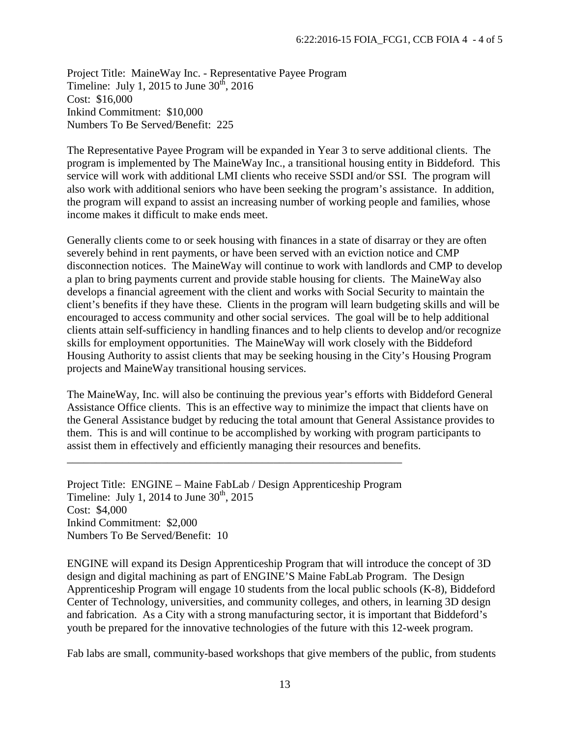Project Title: MaineWay Inc. - Representative Payee Program
Timeline: July 1, 2015 to June 30th, 2016
Cost: $16,000
Inkind Commitment: $10,000
Numbers To Be Served/Benefit: 225

The Representative Payee Program will be expanded in Year 3 to serve additional clients. The program is implemented by The MaineWay Inc., a transitional housing entity in Biddeford. This service will work with additional LMI clients who receive SSDI and/or SSI. The program will also work with additional seniors who have been seeking the program's assistance. In addition, the program will expand to assist an increasing number of working people and families, whose income makes it difficult to make ends meet.

Generally clients come to or seek housing with finances in a state of disarray or they are often severely behind in rent payments, or have been served with an eviction notice and CMP disconnection notices. The MaineWay will continue to work with landlords and CMP to develop a plan to bring payments current and provide stable housing for clients. The MaineWay also develops a financial agreement with the client and works with Social Security to maintain the client's benefits if they have these. Clients in the program will learn budgeting skills and will be encouraged to access community and other social services. The goal will be to help additional clients attain self-sufficiency in handling finances and to help clients to develop and/or recognize skills for employment opportunities. The MaineWay will work closely with the Biddeford Housing Authority to assist clients that may be seeking housing in the City's Housing Program projects and MaineWay transitional housing services.

The MaineWay, Inc. will also be continuing the previous year's efforts with Biddeford General Assistance Office clients. This is an effective way to minimize the impact that clients have on the General Assistance budget by reducing the total amount that General Assistance provides to them. This is and will continue to be accomplished by working with program participants to assist them in effectively and efficiently managing their resources and benefits.

---

Project Title: ENGINE – Maine FabLab / Design Apprenticeship Program
Timeline: July 1, 2014 to June 30th, 2015
Cost: $4,000
Inkind Commitment: $2,000
Numbers To Be Served/Benefit: 10

ENGINE will expand its Design Apprenticeship Program that will introduce the concept of 3D design and digital machining as part of ENGINE'S Maine FabLab Program. The Design Apprenticeship Program will engage 10 students from the local public schools (K-8), Biddeford Center of Technology, universities, and community colleges, and others, in learning 3D design and fabrication. As a City with a strong manufacturing sector, it is important that Biddeford's youth be prepared for the innovative technologies of the future with this 12-week program.

Fab labs are small, community-based workshops that give members of the public, from students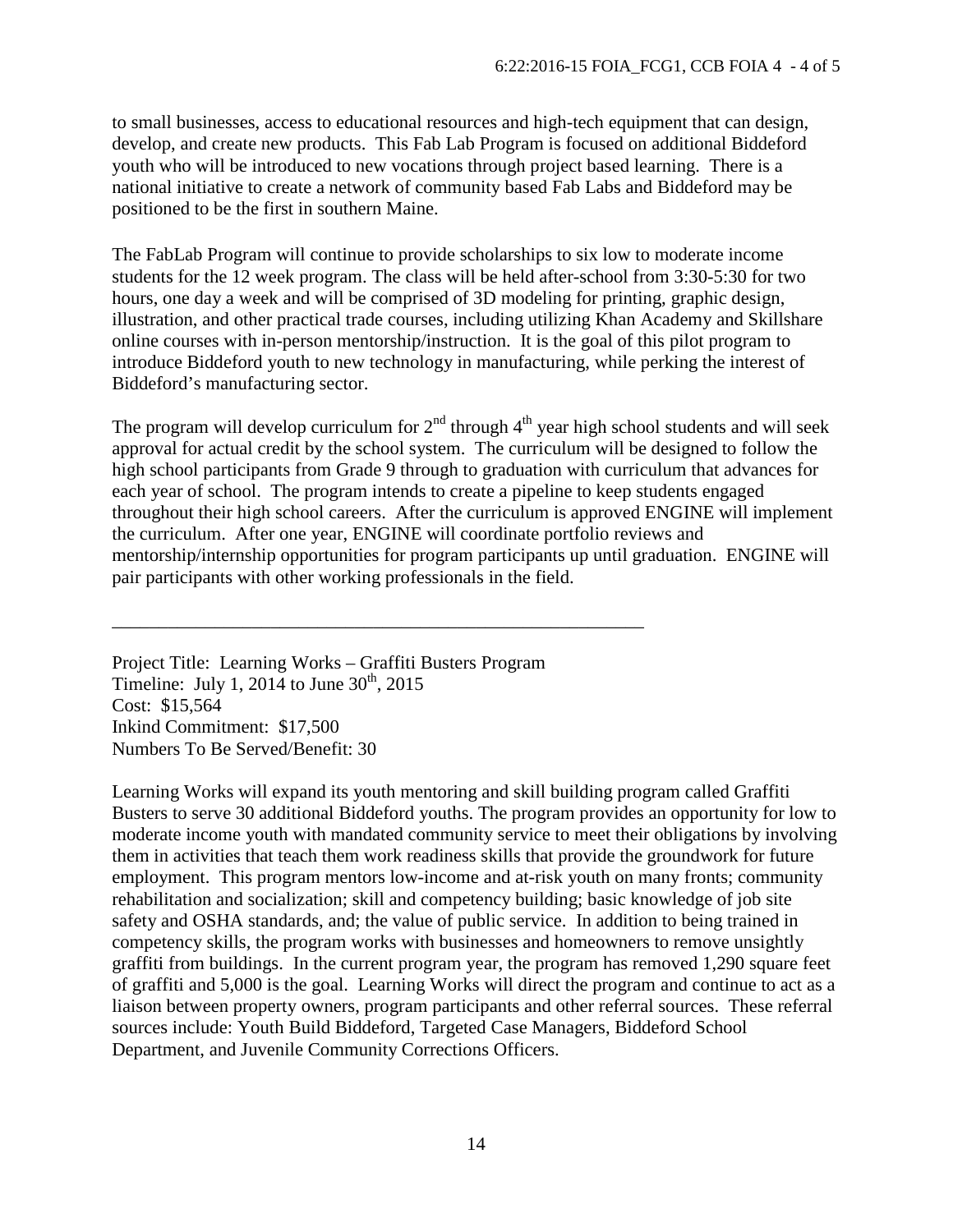to small businesses, access to educational resources and high-tech equipment that can design, develop, and create new products. This Fab Lab Program is focused on additional Biddeford youth who will be introduced to new vocations through project based learning. There is a national initiative to create a network of community based Fab Labs and Biddeford may be positioned to be the first in southern Maine.

The FabLab Program will continue to provide scholarships to six low to moderate income students for the 12 week program. The class will be held after-school from 3:30-5:30 for two hours, one day a week and will be comprised of 3D modeling for printing, graphic design, illustration, and other practical trade courses, including utilizing Khan Academy and Skillshare online courses with in-person mentorship/instruction. It is the goal of this pilot program to introduce Biddeford youth to new technology in manufacturing, while perking the interest of Biddeford's manufacturing sector.

The program will develop curriculum for 2nd through 4th year high school students and will seek approval for actual credit by the school system. The curriculum will be designed to follow the high school participants from Grade 9 through to graduation with curriculum that advances for each year of school. The program intends to create a pipeline to keep students engaged throughout their high school careers. After the curriculum is approved ENGINE will implement the curriculum. After one year, ENGINE will coordinate portfolio reviews and mentorship/internship opportunities for program participants up until graduation. ENGINE will pair participants with other working professionals in the field.

---

Project Title: Learning Works – Graffiti Busters Program
Timeline: July 1, 2014 to June 30th, 2015
Cost: $15,564
Inkind Commitment: $17,500
Numbers To Be Served/Benefit: 30

Learning Works will expand its youth mentoring and skill building program called Graffiti Busters to serve 30 additional Biddeford youths. The program provides an opportunity for low to moderate income youth with mandated community service to meet their obligations by involving them in activities that teach them work readiness skills that provide the groundwork for future employment. This program mentors low-income and at-risk youth on many fronts; community rehabilitation and socialization; skill and competency building; basic knowledge of job site safety and OSHA standards, and; the value of public service. In addition to being trained in competency skills, the program works with businesses and homeowners to remove unsightly graffiti from buildings. In the current program year, the program has removed 1,290 square feet of graffiti and 5,000 is the goal. Learning Works will direct the program and continue to act as a liaison between property owners, program participants and other referral sources. These referral sources include: Youth Build Biddeford, Targeted Case Managers, Biddeford School Department, and Juvenile Community Corrections Officers.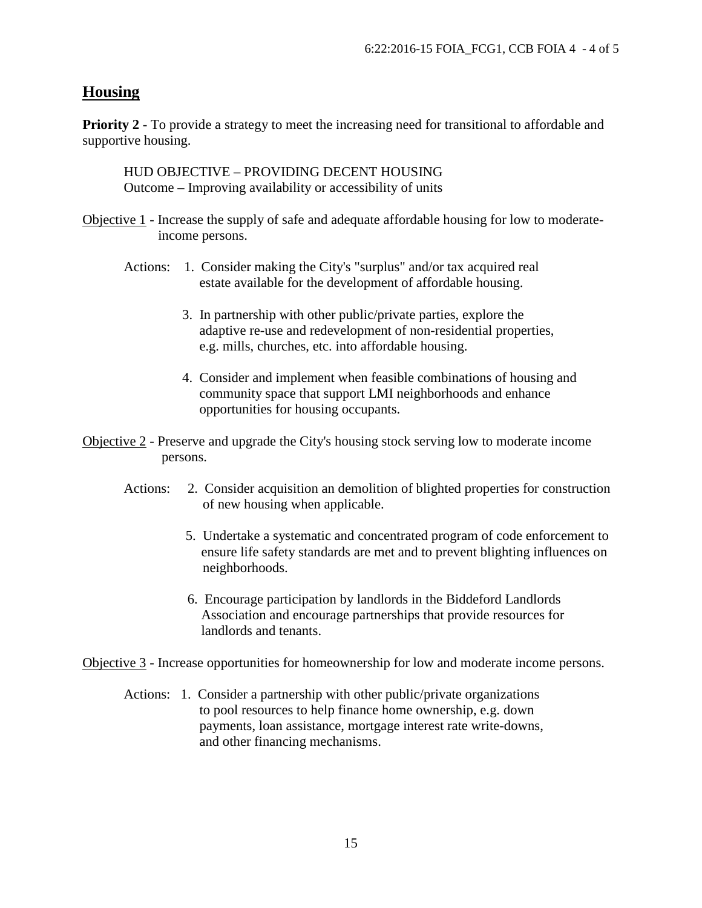## Housing

**Priority 2** - To provide a strategy to meet the increasing need for transitional to affordable and supportive housing.

HUD OBJECTIVE – PROVIDING DECENT HOUSING
Outcome – Improving availability or accessibility of units

Objective 1 - Increase the supply of safe and adequate affordable housing for low to moderate-income persons.

Actions:

1. Consider making the City's "surplus" and/or tax acquired real estate available for the development of affordable housing.

3. In partnership with other public/private parties, explore the adaptive re-use and redevelopment of non-residential properties, e.g. mills, churches, etc. into affordable housing.

4. Consider and implement when feasible combinations of housing and community space that support LMI neighborhoods and enhance opportunities for housing occupants.

Objective 2 - Preserve and upgrade the City's housing stock serving low to moderate income persons.

Actions:

2. Consider acquisition an demolition of blighted properties for construction of new housing when applicable.

5. Undertake a systematic and concentrated program of code enforcement to ensure life safety standards are met and to prevent blighting influences on neighborhoods.

6. Encourage participation by landlords in the Biddeford Landlords Association and encourage partnerships that provide resources for landlords and tenants.

Objective 3 - Increase opportunities for homeownership for low and moderate income persons.

Actions:

1. Consider a partnership with other public/private organizations to pool resources to help finance home ownership, e.g. down payments, loan assistance, mortgage interest rate write-downs, and other financing mechanisms.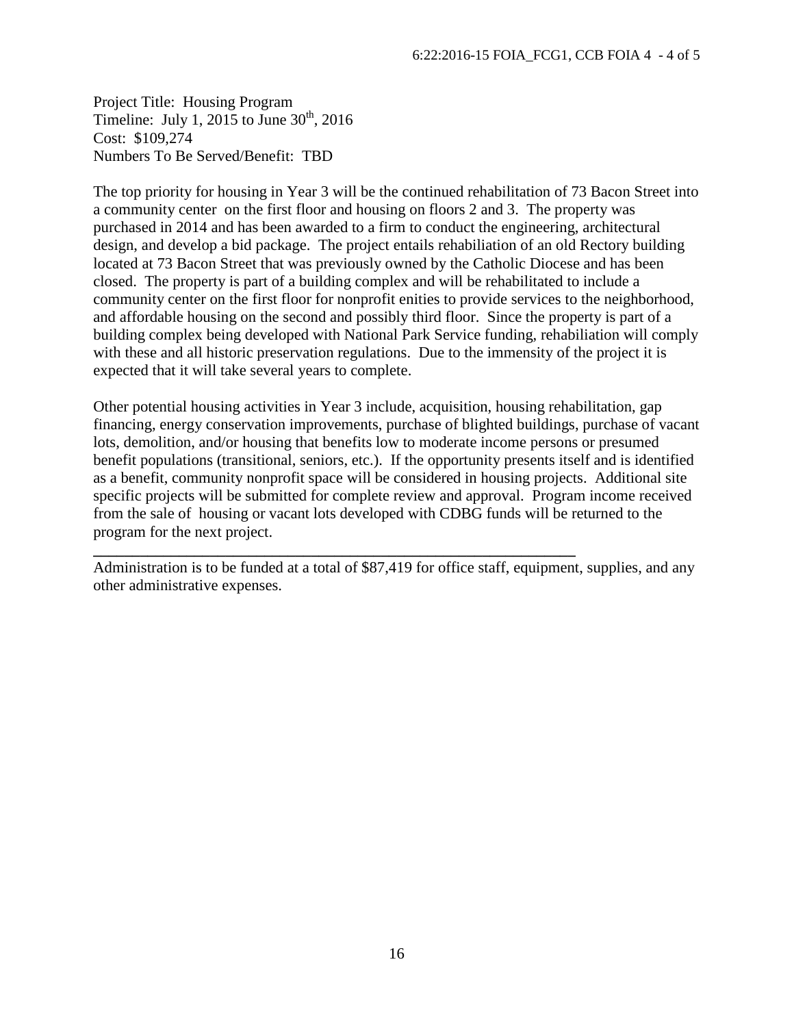Project Title: Housing Program
Timeline: July 1, 2015 to June 30th, 2016
Cost: $109,274
Numbers To Be Served/Benefit: TBD

The top priority for housing in Year 3 will be the continued rehabilitation of 73 Bacon Street into a community center on the first floor and housing on floors 2 and 3. The property was purchased in 2014 and has been awarded to a firm to conduct the engineering, architectural design, and develop a bid package. The project entails rehabiliation of an old Rectory building located at 73 Bacon Street that was previously owned by the Catholic Diocese and has been closed. The property is part of a building complex and will be rehabilitated to include a community center on the first floor for nonprofit enities to provide services to the neighborhood, and affordable housing on the second and possibly third floor. Since the property is part of a building complex being developed with National Park Service funding, rehabiliation will comply with these and all historic preservation regulations. Due to the immensity of the project it is expected that it will take several years to complete.

Other potential housing activities in Year 3 include, acquisition, housing rehabilitation, gap financing, energy conservation improvements, purchase of blighted buildings, purchase of vacant lots, demolition, and/or housing that benefits low to moderate income persons or presumed benefit populations (transitional, seniors, etc.). If the opportunity presents itself and is identified as a benefit, community nonprofit space will be considered in housing projects. Additional site specific projects will be submitted for complete review and approval. Program income received from the sale of housing or vacant lots developed with CDBG funds will be returned to the program for the next project.

---

Administration is to be funded at a total of $87,419 for office staff, equipment, supplies, and any other administrative expenses.